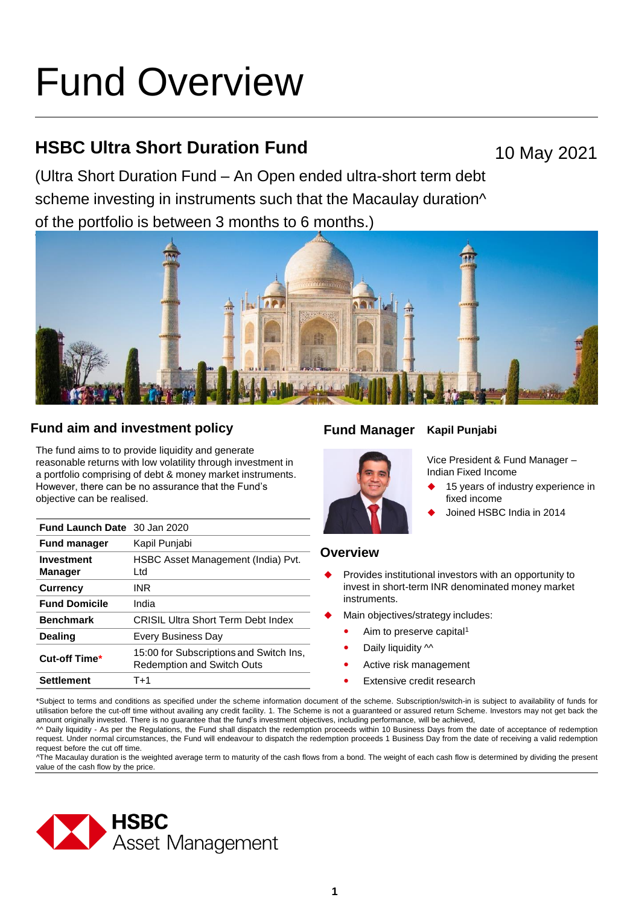# Fund Overview

## HSBC Ultra Short Duration Fund

10 May 2021

(Ultra Short Duration Fund – An Open ended ultra-short term debt scheme investing in instruments such that the Macaulay duration^ of the portfolio is between 3 months to 6 months.)

### Fund aim and investment policy

The fund aims to to provide liquidity and generate reasonable returns with low volatility through investment in a portfolio comprising of debt & money market instruments. However, there can be no assurance that the Fund's objective can be realised.

| | |
|---|---|
| **Fund Launch Date** | 30 Jan 2020 |
| **Fund manager** | Kapil Punjabi |
| **Investment Manager** | HSBC Asset Management (India) Pvt. Ltd |
| **Currency** | INR |
| **Fund Domicile** | India |
| **Benchmark** | CRISIL Ultra Short Term Debt Index |
| **Dealing** | Every Business Day |
| **Cut-off Time*** | 15:00 for Subscriptions and Switch Ins, Redemption and Switch Outs |
| **Settlement** | T+1 |

### Fund Manager **Kapil Punjabi**

Vice President & Fund Manager – Indian Fixed Income

- 15 years of industry experience in fixed income
- Joined HSBC India in 2014

### Overview

- Provides institutional investors with an opportunity to invest in short-term INR denominated money market instruments.
- Main objectives/strategy includes:
  - Aim to preserve capital[1]
  - Daily liquidity ^^
  - Active risk management
  - Extensive credit research

*Subject to terms and conditions as specified under the scheme information document of the scheme. Subscription/switch-in is subject to availability of funds for utilisation before the cut-off time without availing any credit facility. 1. The Scheme is not a guaranteed or assured return Scheme. Investors may not get back the amount originally invested. There is no guarantee that the fund's investment objectives, including performance, will be achieved.

^^ Daily liquidity - As per the Regulations, the Fund shall dispatch the redemption proceeds within 10 Business Days from the date of acceptance of redemption request. Under normal circumstances, the Fund will endeavour to dispatch the redemption proceeds 1 Business Day from the date of receiving a valid redemption request before the cut off time.

^The Macaulay duration is the weighted average term to maturity of the cash flows from a bond. The weight of each cash flow is determined by dividing the present value of the cash flow by the price.

HSBC Asset Management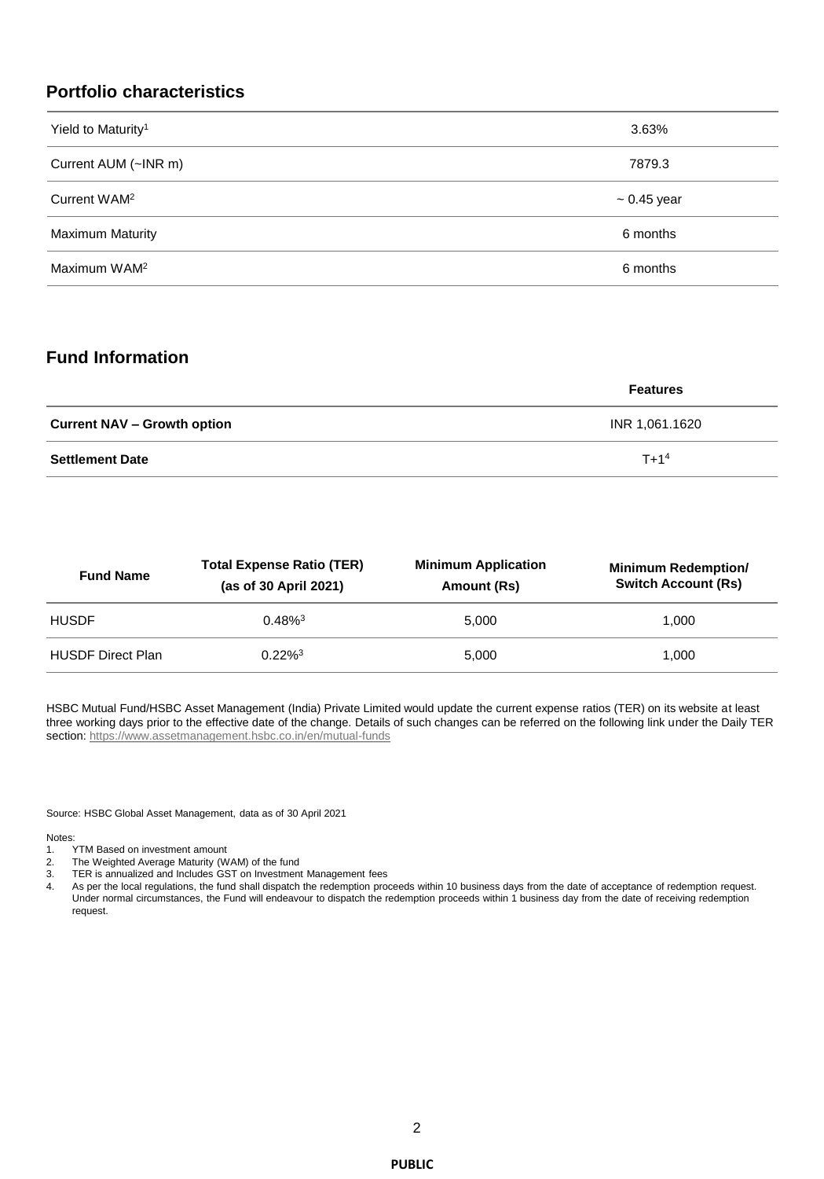## Portfolio characteristics

| | |
|---|---|
| Yield to Maturity[1] | 3.63% |
| Current AUM (~INR m) | 7879.3 |
| Current WAM[2] | ~ 0.45 year |
| Maximum Maturity | 6 months |
| Maximum WAM[2] | 6 months |

## Fund Information

| | **Features** |
|---|---|
| **Current NAV – Growth option** | INR 1,061.1620 |
| **Settlement Date** | T+1[4] |

| Fund Name | Total Expense Ratio (TER) (as of 30 April 2021) | Minimum Application Amount (Rs) | Minimum Redemption/ Switch Account (Rs) |
|---|---|---|---|
| HUSDF | 0.48%[3] | 5,000 | 1,000 |
| HUSDF Direct Plan | 0.22%[3] | 5,000 | 1,000 |

HSBC Mutual Fund/HSBC Asset Management (India) Private Limited would update the current expense ratios (TER) on its website at least three working days prior to the effective date of the change. Details of such changes can be referred on the following link under the Daily TER section: https://www.assetmanagement.hsbc.co.in/en/mutual-funds

Source: HSBC Global Asset Management, data as of 30 April 2021

Notes:

1. YTM Based on investment amount
2. The Weighted Average Maturity (WAM) of the fund
3. TER is annualized and Includes GST on Investment Management fees
4. As per the local regulations, the fund shall dispatch the redemption proceeds within 10 business days from the date of acceptance of redemption request. Under normal circumstances, the Fund will endeavour to dispatch the redemption proceeds within 1 business day from the date of receiving redemption request.

PUBLIC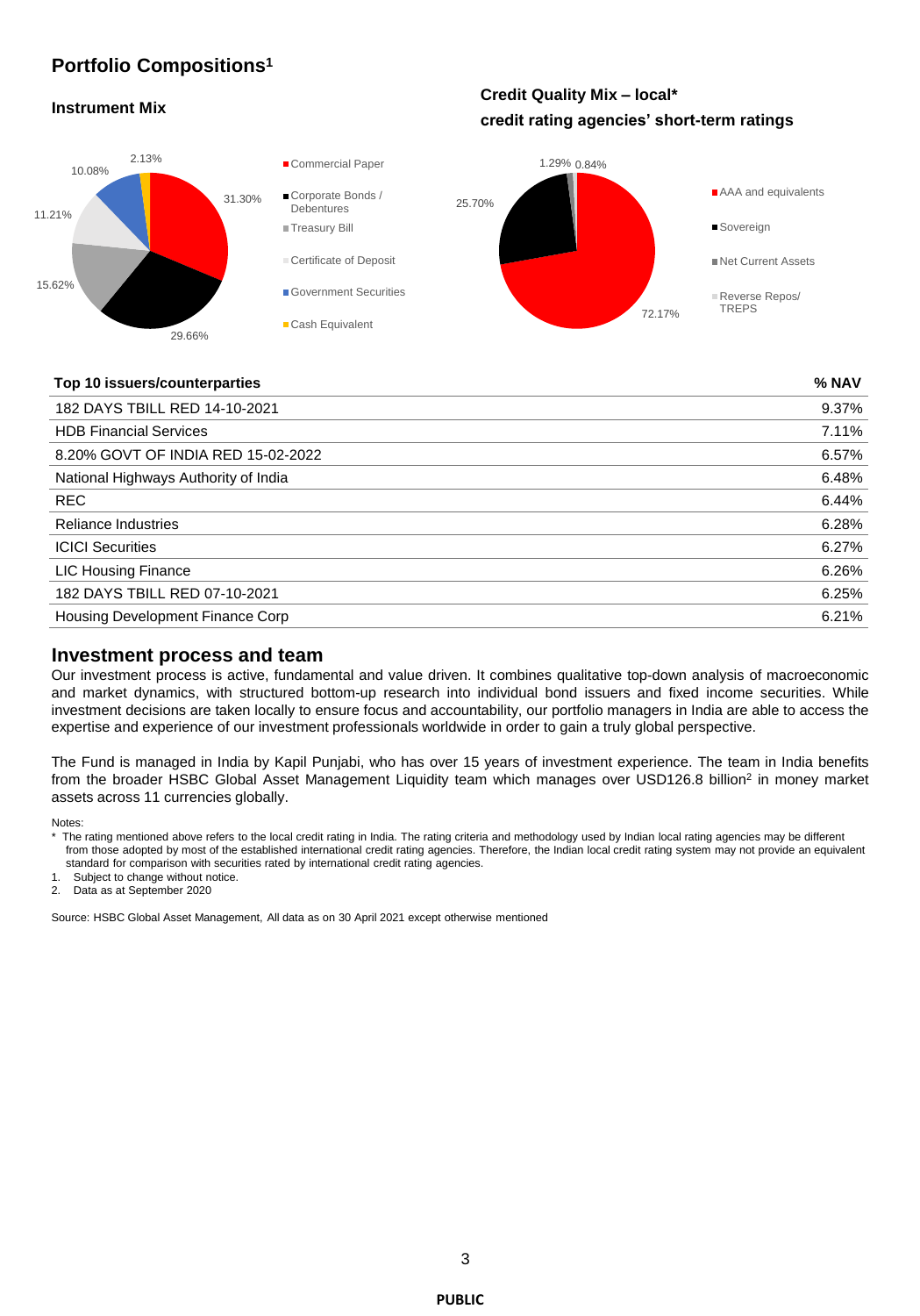## Portfolio Compositions[1]

### Instrument Mix

- Commercial Paper: 31.30%
- Corporate Bonds / Debentures: 29.66%
- Treasury Bill: 15.62%
- Certificate of Deposit: 11.21%
- Government Securities: 10.08%
- Cash Equivalent: 2.13%

### Credit Quality Mix – local* credit rating agencies' short-term ratings

- AAA and equivalents: 72.17%
- Sovereign: 25.70%
- Net Current Assets: 1.29%
- Reverse Repos/ TREPS: 0.84%

| Top 10 issuers/counterparties | % NAV |
|---|---|
| 182 DAYS TBILL RED 14-10-2021 | 9.37% |
| HDB Financial Services | 7.11% |
| 8.20% GOVT OF INDIA RED 15-02-2022 | 6.57% |
| National Highways Authority of India | 6.48% |
| REC | 6.44% |
| Reliance Industries | 6.28% |
| ICICI Securities | 6.27% |
| LIC Housing Finance | 6.26% |
| 182 DAYS TBILL RED 07-10-2021 | 6.25% |
| Housing Development Finance Corp | 6.21% |

## Investment process and team

Our investment process is active, fundamental and value driven. It combines qualitative top-down analysis of macroeconomic and market dynamics, with structured bottom-up research into individual bond issuers and fixed income securities. While investment decisions are taken locally to ensure focus and accountability, our portfolio managers in India are able to access the expertise and experience of our investment professionals worldwide in order to gain a truly global perspective.

The Fund is managed in India by Kapil Punjabi, who has over 15 years of investment experience. The team in India benefits from the broader HSBC Global Asset Management Liquidity team which manages over USD126.8 billion[2] in money market assets across 11 currencies globally.

Notes:

\* The rating mentioned above refers to the local credit rating in India. The rating criteria and methodology used by Indian local rating agencies may be different from those adopted by most of the established international credit rating agencies. Therefore, the Indian local credit rating system may not provide an equivalent standard for comparison with securities rated by international credit rating agencies.

1. Subject to change without notice.
2. Data as at September 2020

Source: HSBC Global Asset Management, All data as on 30 April 2021 except otherwise mentioned

PUBLIC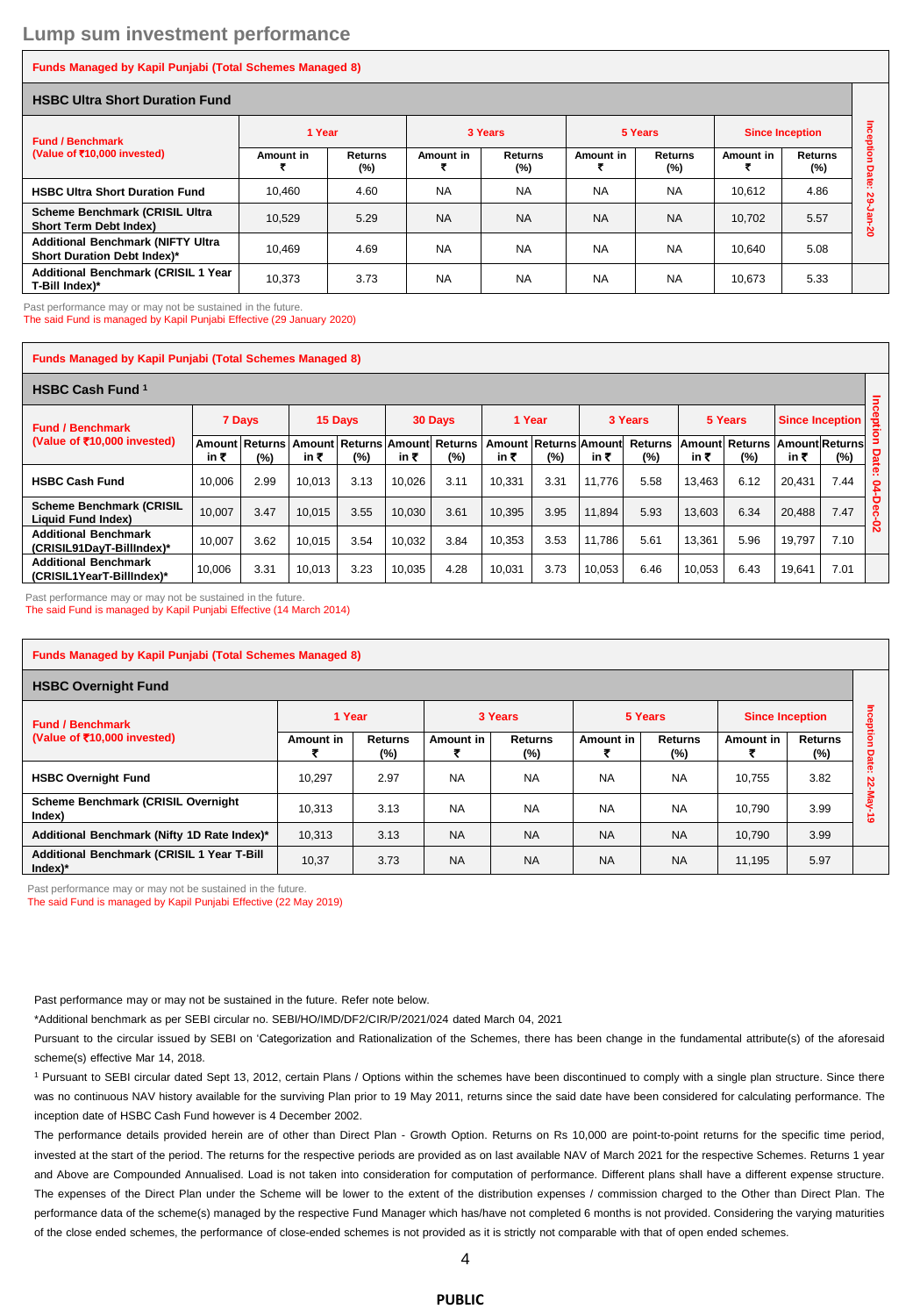## Lump sum investment performance

**Funds Managed by Kapil Punjabi (Total Schemes Managed 8)**

### HSBC Ultra Short Duration Fund

| Fund / Benchmark (Value of ₹10,000 invested) | 1 Year | | 3 Years | | 5 Years | | Since Inception | | |
|---|---|---|---|---|---|---|---|---|---|
| | Amount in ₹ | Returns (%) | Amount in ₹ | Returns (%) | Amount in ₹ | Returns (%) | Amount in ₹ | Returns (%) | Inception Date: 29-Jan-20 |
| HSBC Ultra Short Duration Fund | 10,460 | 4.60 | NA | NA | NA | NA | 10,612 | 4.86 | |
| Scheme Benchmark (CRISIL Ultra Short Term Debt Index) | 10,529 | 5.29 | NA | NA | NA | NA | 10,702 | 5.57 | |
| Additional Benchmark (NIFTY Ultra Short Duration Debt Index)* | 10,469 | 4.69 | NA | NA | NA | NA | 10,640 | 5.08 | |
| Additional Benchmark (CRISIL 1 Year T-Bill Index)* | 10,373 | 3.73 | NA | NA | NA | NA | 10,673 | 5.33 | |

Past performance may or may not be sustained in the future.
The said Fund is managed by Kapil Punjabi Effective (29 January 2020)

**Funds Managed by Kapil Punjabi (Total Schemes Managed 8)**

### HSBC Cash Fund [1]

| Fund / Benchmark (Value of ₹10,000 invested) | 7 Days | | 15 Days | | 30 Days | | 1 Year | | 3 Years | | 5 Years | | Since Inception | | |
|---|---|---|---|---|---|---|---|---|---|---|---|---|---|---|---|
| | Amount in ₹ | Returns (%) | Amount in ₹ | Returns (%) | Amount in ₹ | Returns (%) | Amount in ₹ | Returns (%) | Amount in ₹ | Returns (%) | Amount in ₹ | Returns (%) | Amount in ₹ | Returns (%) | Inception Date: 04-Dec-02 |
| HSBC Cash Fund | 10,006 | 2.99 | 10,013 | 3.13 | 10,026 | 3.11 | 10,331 | 3.31 | 11,776 | 5.58 | 13,463 | 6.12 | 20,431 | 7.44 | |
| Scheme Benchmark (CRISIL Liquid Fund Index) | 10,007 | 3.47 | 10,015 | 3.55 | 10,030 | 3.61 | 10,395 | 3.95 | 11,894 | 5.93 | 13,603 | 6.34 | 20,488 | 7.47 | |
| Additional Benchmark (CRISIL91DayT-BillIndex)* | 10,007 | 3.62 | 10,015 | 3.54 | 10,032 | 3.84 | 10,353 | 3.53 | 11,786 | 5.61 | 13,361 | 5.96 | 19,797 | 7.10 | |
| Additional Benchmark (CRISIL1YearT-BillIndex)* | 10,006 | 3.31 | 10,013 | 3.23 | 10,035 | 4.28 | 10,031 | 3.73 | 10,053 | 6.46 | 10,053 | 6.43 | 19,641 | 7.01 | |

Past performance may or may not be sustained in the future.
The said Fund is managed by Kapil Punjabi Effective (14 March 2014)

**Funds Managed by Kapil Punjabi (Total Schemes Managed 8)**

### HSBC Overnight Fund

| Fund / Benchmark (Value of ₹10,000 invested) | 1 Year | | 3 Years | | 5 Years | | Since Inception | | |
|---|---|---|---|---|---|---|---|---|---|
| | Amount in ₹ | Returns (%) | Amount in ₹ | Returns (%) | Amount in ₹ | Returns (%) | Amount in ₹ | Returns (%) | Inception Date: 22-May-19 |
| HSBC Overnight Fund | 10,297 | 2.97 | NA | NA | NA | NA | 10,755 | 3.82 | |
| Scheme Benchmark (CRISIL Overnight Index) | 10,313 | 3.13 | NA | NA | NA | NA | 10,790 | 3.99 | |
| Additional Benchmark (Nifty 1D Rate Index)* | 10,313 | 3.13 | NA | NA | NA | NA | 10,790 | 3.99 | |
| Additional Benchmark (CRISIL 1 Year T-Bill Index)* | 10,37 | 3.73 | NA | NA | NA | NA | 11,195 | 5.97 | |

Past performance may or may not be sustained in the future.
The said Fund is managed by Kapil Punjabi Effective (22 May 2019)

Past performance may or may not be sustained in the future. Refer note below.

*Additional benchmark as per SEBI circular no. SEBI/HO/IMD/DF2/CIR/P/2021/024 dated March 04, 2021

Pursuant to the circular issued by SEBI on 'Categorization and Rationalization of the Schemes, there has been change in the fundamental attribute(s) of the aforesaid scheme(s) effective Mar 14, 2018.

[1] Pursuant to SEBI circular dated Sept 13, 2012, certain Plans / Options within the schemes have been discontinued to comply with a single plan structure. Since there was no continuous NAV history available for the surviving Plan prior to 19 May 2011, returns since the said date have been considered for calculating performance. The inception date of HSBC Cash Fund however is 4 December 2002.

The performance details provided herein are of other than Direct Plan - Growth Option. Returns on Rs 10,000 are point-to-point returns for the specific time period, invested at the start of the period. The returns for the respective periods are provided as on last available NAV of March 2021 for the respective Schemes. Returns 1 year and Above are Compounded Annualised. Load is not taken into consideration for computation of performance. Different plans shall have a different expense structure. The expenses of the Direct Plan under the Scheme will be lower to the extent of the distribution expenses / commission charged to the Other than Direct Plan. The performance data of the scheme(s) managed by the respective Fund Manager which has/have not completed 6 months is not provided. Considering the varying maturities of the close ended schemes, the performance of close-ended schemes is not provided as it is strictly not comparable with that of open ended schemes.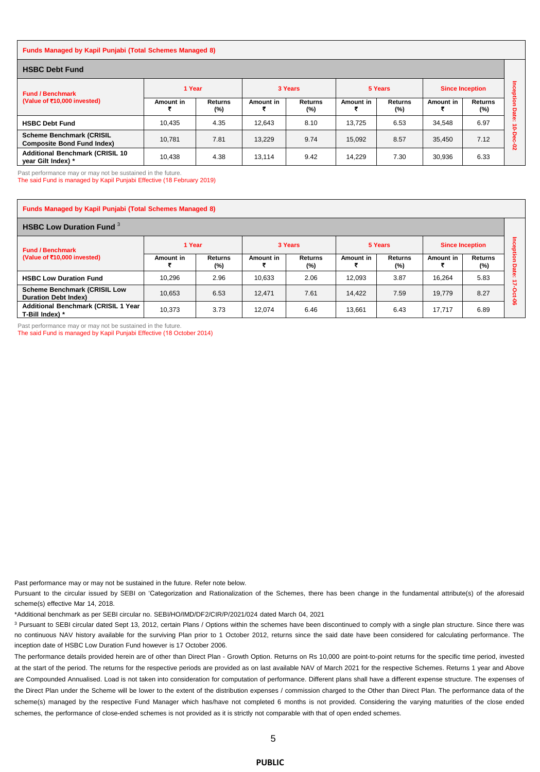**Funds Managed by Kapil Punjabi (Total Schemes Managed 8)**

### HSBC Debt Fund

| Fund / Benchmark (Value of ₹10,000 invested) | 1 Year | | 3 Years | | 5 Years | | Since Inception | | |
|---|---|---|---|---|---|---|---|---|---|
| | Amount in ₹ | Returns (%) | Amount in ₹ | Returns (%) | Amount in ₹ | Returns (%) | Amount in ₹ | Returns (%) | Inception Date: 10-Dec-02 |
| HSBC Debt Fund | 10,435 | 4.35 | 12,643 | 8.10 | 13,725 | 6.53 | 34,548 | 6.97 | |
| Scheme Benchmark (CRISIL Composite Bond Fund Index) | 10,781 | 7.81 | 13,229 | 9.74 | 15,092 | 8.57 | 35,450 | 7.12 | |
| Additional Benchmark (CRISIL 10 year Gilt Index) * | 10,438 | 4.38 | 13,114 | 9.42 | 14,229 | 7.30 | 30,936 | 6.33 | |

Past performance may or may not be sustained in the future.

The said Fund is managed by Kapil Punjabi Effective (18 February 2019)

**Funds Managed by Kapil Punjabi (Total Schemes Managed 8)**

### HSBC Low Duration Fund [3]

| Fund / Benchmark (Value of ₹10,000 invested) | 1 Year | | 3 Years | | 5 Years | | Since Inception | | |
|---|---|---|---|---|---|---|---|---|---|
| | Amount in ₹ | Returns (%) | Amount in ₹ | Returns (%) | Amount in ₹ | Returns (%) | Amount in ₹ | Returns (%) | Inception Date: 17-Oct-06 |
| HSBC Low Duration Fund | 10,296 | 2.96 | 10,633 | 2.06 | 12,093 | 3.87 | 16,264 | 5.83 | |
| Scheme Benchmark (CRISIL Low Duration Debt Index) | 10,653 | 6.53 | 12,471 | 7.61 | 14,422 | 7.59 | 19,779 | 8.27 | |
| Additional Benchmark (CRISIL 1 Year T-Bill Index) * | 10,373 | 3.73 | 12,074 | 6.46 | 13,661 | 6.43 | 17,717 | 6.89 | |

Past performance may or may not be sustained in the future.

The said Fund is managed by Kapil Punjabi Effective (18 October 2014)

Past performance may or may not be sustained in the future. Refer note below.

Pursuant to the circular issued by SEBI on 'Categorization and Rationalization of the Schemes, there has been change in the fundamental attribute(s) of the aforesaid scheme(s) effective Mar 14, 2018.

*Additional benchmark as per SEBI circular no. SEBI/HO/IMD/DF2/CIR/P/2021/024 dated March 04, 2021

[3] Pursuant to SEBI circular dated Sept 13, 2012, certain Plans / Options within the schemes have been discontinued to comply with a single plan structure. Since there was no continuous NAV history available for the surviving Plan prior to 1 October 2012, returns since the said date have been considered for calculating performance. The inception date of HSBC Low Duration Fund however is 17 October 2006.

The performance details provided herein are of other than Direct Plan - Growth Option. Returns on Rs 10,000 are point-to-point returns for the specific time period, invested at the start of the period. The returns for the respective periods are provided as on last available NAV of March 2021 for the respective Schemes. Returns 1 year and Above are Compounded Annualised. Load is not taken into consideration for computation of performance. Different plans shall have a different expense structure. The expenses of the Direct Plan under the Scheme will be lower to the extent of the distribution expenses / commission charged to the Other than Direct Plan. The performance data of the scheme(s) managed by the respective Fund Manager which has/have not completed 6 months is not provided. Considering the varying maturities of the close ended schemes, the performance of close-ended schemes is not provided as it is strictly not comparable with that of open ended schemes.

PUBLIC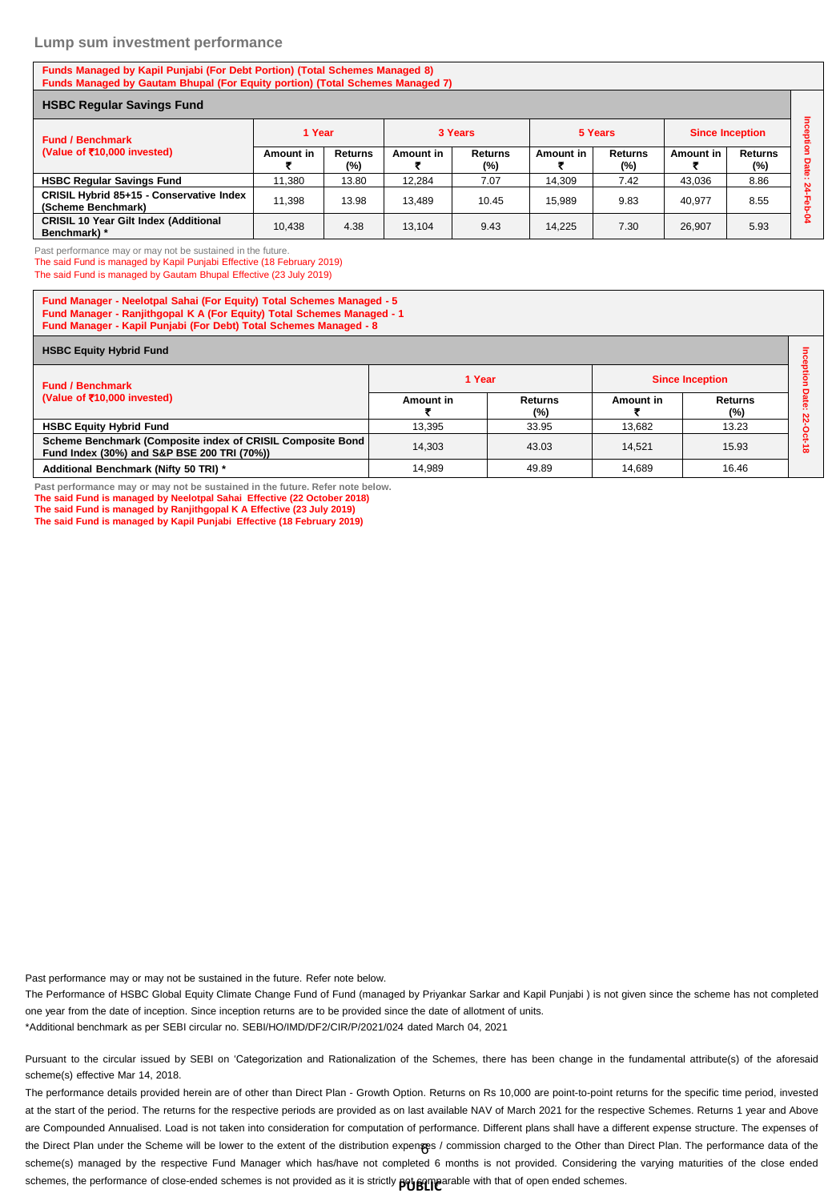## Lump sum investment performance

**Funds Managed by Kapil Punjabi (For Debt Portion) (Total Schemes Managed 8)**
**Funds Managed by Gautam Bhupal (For Equity portion) (Total Schemes Managed 7)**

### HSBC Regular Savings Fund

| Fund / Benchmark (Value of ₹10,000 invested) | 1 Year | | 3 Years | | 5 Years | | Since Inception | | |
|---|---|---|---|---|---|---|---|---|---|
| | Amount in ₹ | Returns (%) | Amount in ₹ | Returns (%) | Amount in ₹ | Returns (%) | Amount in ₹ | Returns (%) | Inception Date: 24-Feb-04 |
| **HSBC Regular Savings Fund** | 11,380 | 13.80 | 12,284 | 7.07 | 14,309 | 7.42 | 43,036 | 8.86 | |
| **CRISIL Hybrid 85+15 - Conservative Index (Scheme Benchmark)** | 11,398 | 13.98 | 13,489 | 10.45 | 15,989 | 9.83 | 40,977 | 8.55 | |
| **CRISIL 10 Year Gilt Index (Additional Benchmark) *** | 10,438 | 4.38 | 13,104 | 9.43 | 14,225 | 7.30 | 26,907 | 5.93 | |

Past performance may or may not be sustained in the future.
The said Fund is managed by Kapil Punjabi Effective (18 February 2019)
The said Fund is managed by Gautam Bhupal Effective (23 July 2019)

**Fund Manager - Neelotpal Sahai (For Equity) Total Schemes Managed - 5**
**Fund Manager - Ranjithgopal K A (For Equity) Total Schemes Managed - 1**
**Fund Manager - Kapil Punjabi (For Debt) Total Schemes Managed - 8**

### HSBC Equity Hybrid Fund

| Fund / Benchmark (Value of ₹10,000 invested) | 1 Year | | Since Inception | | |
|---|---|---|---|---|---|
| | Amount in ₹ | Returns (%) | Amount in ₹ | Returns (%) | Inception Date: 22-Oct-18 |
| **HSBC Equity Hybrid Fund** | 13,395 | 33.95 | 13,682 | 13.23 | |
| **Scheme Benchmark (Composite index of CRISIL Composite Bond Fund Index (30%) and S&P BSE 200 TRI (70%))** | 14,303 | 43.03 | 14,521 | 15.93 | |
| **Additional Benchmark (Nifty 50 TRI) *** | 14,989 | 49.89 | 14,689 | 16.46 | |

**Past performance may or may not be sustained in the future. Refer note below.**
**The said Fund is managed by Neelotpal Sahai Effective (22 October 2018)**
**The said Fund is managed by Ranjithgopal K A Effective (23 July 2019)**
**The said Fund is managed by Kapil Punjabi Effective (18 February 2019)**

Past performance may or may not be sustained in the future. Refer note below.

The Performance of HSBC Global Equity Climate Change Fund of Fund (managed by Priyankar Sarkar and Kapil Punjabi ) is not given since the scheme has not completed one year from the date of inception. Since inception returns are to be provided since the date of allotment of units.

*Additional benchmark as per SEBI circular no. SEBI/HO/IMD/DF2/CIR/P/2021/024 dated March 04, 2021

Pursuant to the circular issued by SEBI on 'Categorization and Rationalization of the Schemes, there has been change in the fundamental attribute(s) of the aforesaid scheme(s) effective Mar 14, 2018.

The performance details provided herein are of other than Direct Plan - Growth Option. Returns on Rs 10,000 are point-to-point returns for the specific time period, invested at the start of the period. The returns for the respective periods are provided as on last available NAV of March 2021 for the respective Schemes. Returns 1 year and Above are Compounded Annualised. Load is not taken into consideration for computation of performance. Different plans shall have a different expense structure. The expenses of the Direct Plan under the Scheme will be lower to the extent of the distribution expenses / commission charged to the Other than Direct Plan. The performance data of the scheme(s) managed by the respective Fund Manager which has/have not completed 6 months is not provided. Considering the varying maturities of the close ended schemes, the performance of close-ended schemes is not provided as it is strictly not comparable with that of open ended schemes.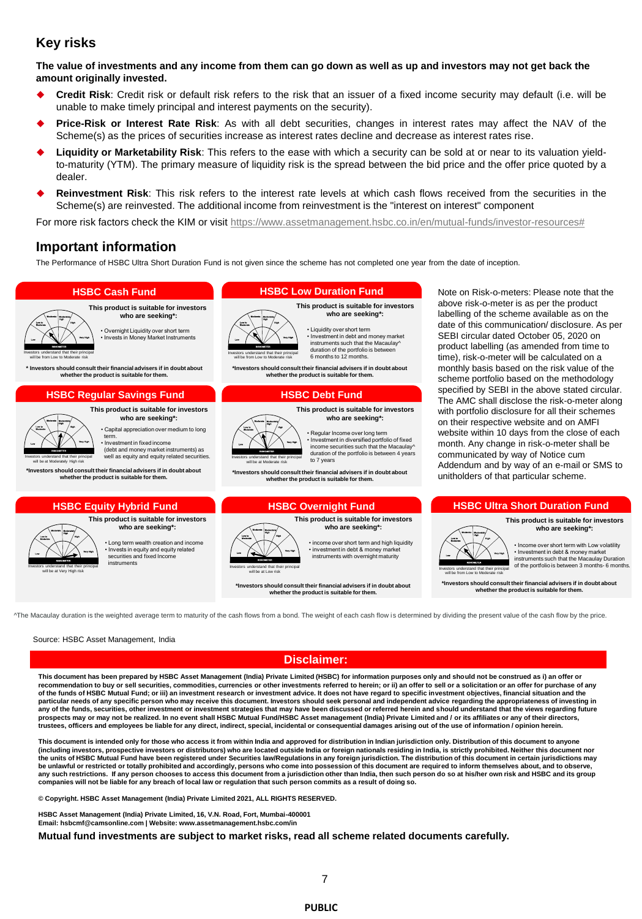## Key risks

**The value of investments and any income from them can go down as well as up and investors may not get back the amount originally invested.**

- **Credit Risk**: Credit risk or default risk refers to the risk that an issuer of a fixed income security may default (i.e. will be unable to make timely principal and interest payments on the security).
- **Price-Risk or Interest Rate Risk**: As with all debt securities, changes in interest rates may affect the NAV of the Scheme(s) as the prices of securities increase as interest rates decline and decrease as interest rates rise.
- **Liquidity or Marketability Risk**: This refers to the ease with which a security can be sold at or near to its valuation yield-to-maturity (YTM). The primary measure of liquidity risk is the spread between the bid price and the offer price quoted by a dealer.
- **Reinvestment Risk**: This risk refers to the interest rate levels at which cash flows received from the securities in the Scheme(s) are reinvested. The additional income from reinvestment is the "interest on interest" component

For more risk factors check the KIM or visit https://www.assetmanagement.hsbc.co.in/en/mutual-funds/investor-resources#

## Important information

The Performance of HSBC Ultra Short Duration Fund is not given since the scheme has not completed one year from the date of inception.

### HSBC Cash Fund

**This product is suitable for investors who are seeking*:**

- Overnight Liquidity over short term
- Invests in Money Market Instruments

Investors understand that their principal will be from Low to Moderate risk

**\* Investors should consult their financial advisers if in doubt about whether the product is suitable for them.**

### HSBC Low Duration Fund

**This product is suitable for investors who are seeking*:**

- Liquidity over short term
- Investment in debt and money market instruments such that the Macaulay^ duration of the portfolio is between 6 months to 12 months.

Investors understand that their principal will be from Low to Moderate risk

**\*Investors should consult their financial advisers if in doubt about whether the product is suitable for them.**

### HSBC Regular Savings Fund

**This product is suitable for investors who are seeking*:**

- Capital appreciation over medium to long term.
- Investment in fixed income (debt and money market instruments) as well as equity and equity related securities.

Investors understand that their principal will be at Moderately High risk

**\*Investors should consult their financial advisers if in doubt about whether the product is suitable for them.**

### HSBC Debt Fund

**This product is suitable for investors who are seeking*:**

- Regular Income over long term
- Investment in diversified portfolio of fixed income securities such that the Macaulay^ duration of the portfolio is between 4 years to 7 years

Investors understand that their principal will be at Moderate risk

**\*Investors should consult their financial advisers if in doubt about whether the product is suitable for them.**

Note on Risk-o-meters: Please note that the above risk-o-meter is as per the product labelling of the scheme available as on the date of this communication/ disclosure. As per SEBI circular dated October 05, 2020 on product labelling (as amended from time to time), risk-o-meter will be calculated on a monthly basis based on the risk value of the scheme portfolio based on the methodology specified by SEBI in the above stated circular. The AMC shall disclose the risk-o-meter along with portfolio disclosure for all their schemes on their respective website and on AMFI website within 10 days from the close of each month. Any change in risk-o-meter shall be communicated by way of Notice cum Addendum and by way of an e-mail or SMS to unitholders of that particular scheme.

### HSBC Equity Hybrid Fund

**This product is suitable for investors who are seeking*:**

- Long term wealth creation and income
- Invests in equity and equity related securities and fixed Income instruments

Investors understand that their principal will be at Very High risk

### HSBC Overnight Fund

**This product is suitable for investors who are seeking*:**

- income over short term and high liquidity
- investment in debt & money market instruments with overnight maturity

Investors understand that their principal will be at Low risk

**\*Investors should consult their financial advisers if in doubt about whether the product is suitable for them.**

### HSBC Ultra Short Duration Fund

**This product is suitable for investors who are seeking*:**

- Income over short term with Low volatility
- Investment in debt & money market instruments such that the Macaulay Duration of the portfolio is between 3 months- 6 months.

Investors understand that their principal will be from Low to Moderate risk

**\*Investors should consult their financial advisers if in doubt about whether the product is suitable for them.**

^The Macaulay duration is the weighted average term to maturity of the cash flows from a bond. The weight of each cash flow is determined by dividing the present value of the cash flow by the price.

Source: HSBC Asset Management, India

## Disclaimer:

**This document has been prepared by HSBC Asset Management (India) Private Limited (HSBC) for information purposes only and should not be construed as i) an offer or recommendation to buy or sell securities, commodities, currencies or other investments referred to herein; or ii) an offer to sell or a solicitation or an offer for purchase of any of the funds of HSBC Mutual Fund; or iii) an investment research or investment advice. It does not have regard to specific investment objectives, financial situation and the particular needs of any specific person who may receive this document. Investors should seek personal and independent advice regarding the appropriateness of investing in any of the funds, securities, other investment or investment strategies that may have been discussed or referred herein and should understand that the views regarding future prospects may or may not be realized. In no event shall HSBC Mutual Fund/HSBC Asset management (India) Private Limited and / or its affiliates or any of their directors, trustees, officers and employees be liable for any direct, indirect, special, incidental or consequential damages arising out of the use of information / opinion herein.**

**This document is intended only for those who access it from within India and approved for distribution in Indian jurisdiction only. Distribution of this document to anyone (including investors, prospective investors or distributors) who are located outside India or foreign nationals residing in India, is strictly prohibited. Neither this document nor the units of HSBC Mutual Fund have been registered under Securities law/Regulations in any foreign jurisdiction. The distribution of this document in certain jurisdictions may be unlawful or restricted or totally prohibited and accordingly, persons who come into possession of this document are required to inform themselves about, and to observe, any such restrictions. If any person chooses to access this document from a jurisdiction other than India, then such person do so at his/her own risk and HSBC and its group companies will not be liable for any breach of local law or regulation that such person commits as a result of doing so.**

**© Copyright. HSBC Asset Management (India) Private Limited 2021, ALL RIGHTS RESERVED.**

**HSBC Asset Management (India) Private Limited, 16, V.N. Road, Fort, Mumbai-400001**
**Email: hsbcmf@camsonline.com | Website: www.assetmanagement.hsbc.com/in**

**Mutual fund investments are subject to market risks, read all scheme related documents carefully.**

PUBLIC